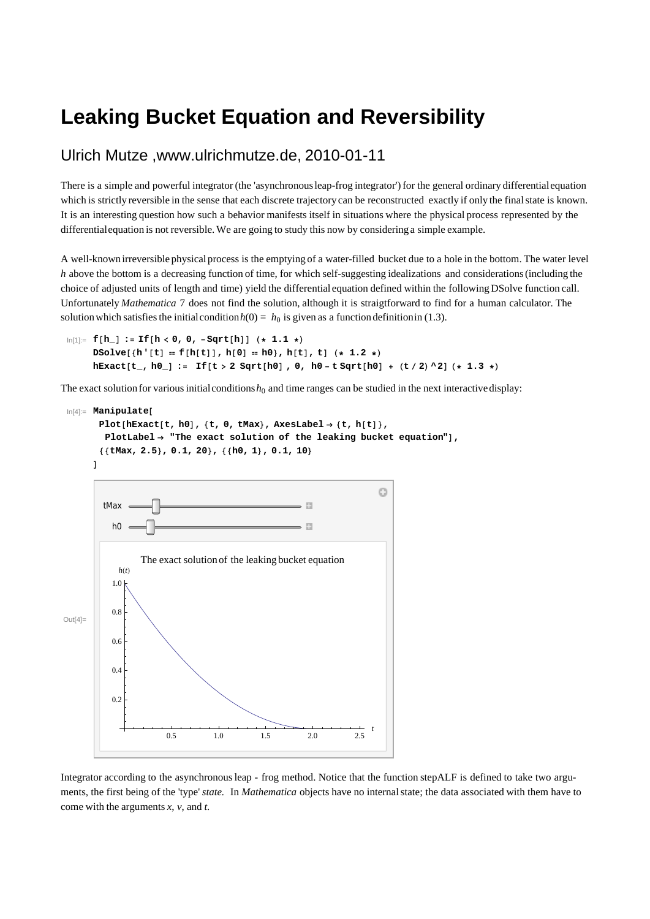# Leaking Bucket Equation and Reversibility

## Ulrich Mutze ,www.ulrichmutze.de, 2010-01-11

There is a simple and powerful integrator (the 'asynchronous leap-frog integrator') for the general ordinary differential equation which is strictly reversible in the sense that each discrete trajectory can be reconstructed exactly if only the final state is known. It is an interesting question how such a behavior manifests itself in situations where the physical process represented by the differential equation is not reversible. We are going to study this now by considering a simple example.

A well-known irreversible physical process is the emptying of a water-filled bucket due to a hole in the bottom. The water level *h* above the bottom is a decreasing function of time, for which self-suggesting idealizations and considerations (including the choice of adjusted units of length and time) yield the differential equation defined within the following DSolve function call. Unfortunately *Mathematica* 7 does not find the solution, although it is straigtforward to find for a human calculator. The solution which satisfies the initial condition $h(0) = h_0$ is given as a function definition in (1.3).

```
In[1]:= f[h_] := If[h < 0, 0, -Sqrt[h]] (* 1.1 *)
        DSolve[{h'[t] == f[h[t]], h[0] == h0}, h[t], t] (* 1.2 *)
        hExact[t_, h0_] := If[t > 2 Sqrt[h0] , 0, h0 - t Sqrt[h0] + (t / 2) ^2] (* 1.3 *)
```

The exact solution for various initial conditions $h_0$ and time ranges can be studied in the next interactive display:

```
In[4]:= Manipulate[
          Plot[hExact[t, h0], {t, 0, tMax}, AxesLabel → {t, h[t]},
           PlotLabel → "The exact solution of the leaking bucket equation"],
          {{tMax, 2.5}, 0.1, 20}, {{h0, 1}, 0.1, 10}
        ]
```

Out[4]= (Manipulate panel with sliders tMax and h0; plot titled "The exact solution of the leaking bucket equation", axes $t$ and $h(t)$)

Integrator according to the asynchronous leap - frog method. Notice that the function stepALF is defined to take two arguments, the first being of the 'type' *state.* In *Mathematica* objects have no internal state; the data associated with them have to come with the arguments *x*, *v*, and *t*.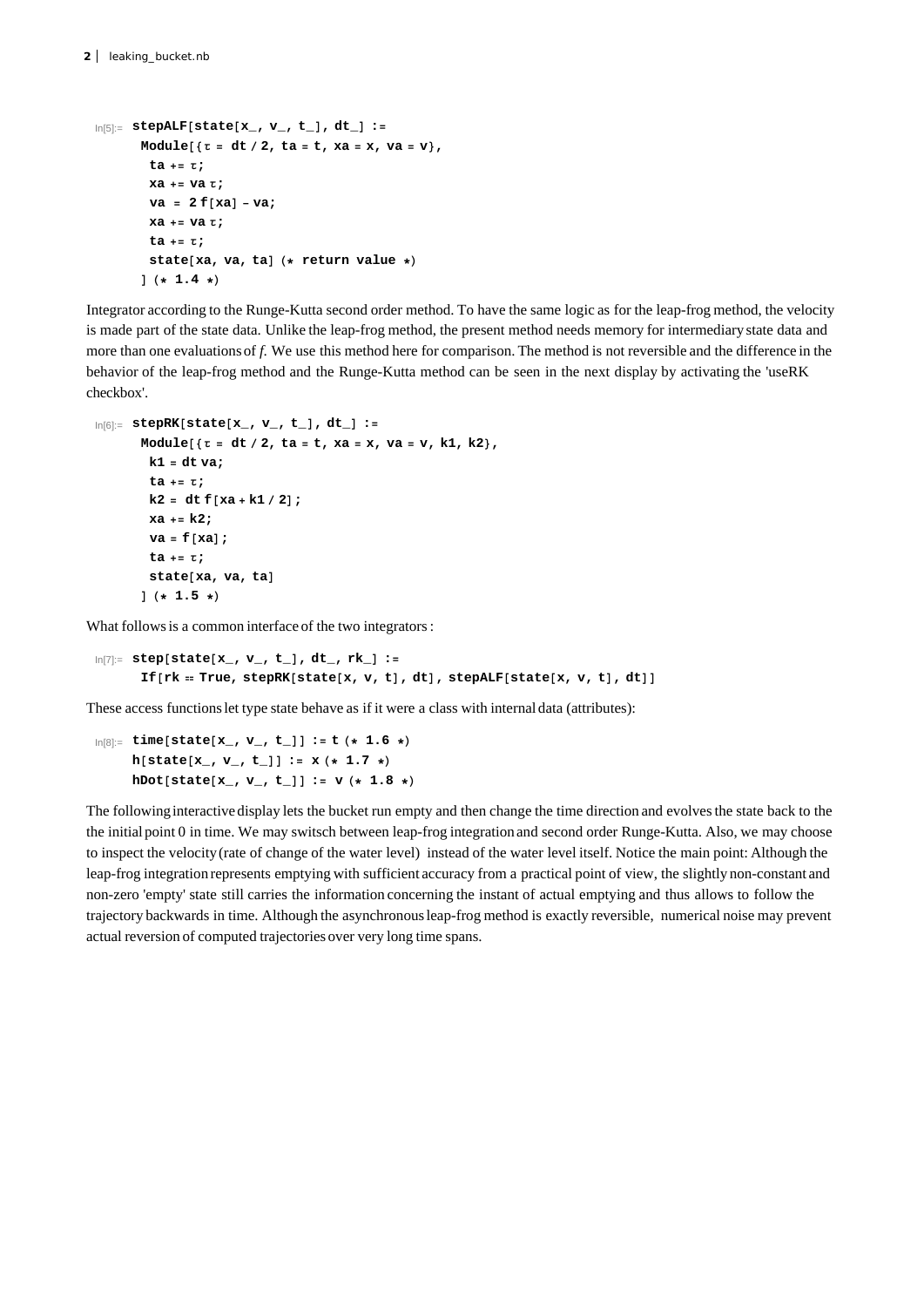```
In[5]:= stepALF[state[x_, v_, t_], dt_] :=
  Module[{τ = dt / 2, ta = t, xa = x, va = v},
   ta += τ;
   xa += va τ;
   va = 2 f[xa] - va;
   xa += va τ;
   ta += τ;
   state[xa, va, ta] (* return value *)
  ] (* 1.4 *)
```

Integrator according to the Runge-Kutta second order method. To have the same logic as for the leap-frog method, the velocity is made part of the state data. Unlike the leap-frog method, the present method needs memory for intermediary state data and more than one evaluations of *f*. We use this method here for comparison. The method is not reversible and the difference in the behavior of the leap-frog method and the Runge-Kutta method can be seen in the next display by activating the 'useRK checkbox'.

```
In[6]:= stepRK[state[x_, v_, t_], dt_] :=
  Module[{τ = dt / 2, ta = t, xa = x, va = v, k1, k2},
   k1 = dt va;
   ta += τ;
   k2 = dt f[xa + k1 / 2];
   xa += k2;
   va = f[xa];
   ta += τ;
   state[xa, va, ta]
  ] (* 1.5 *)
```

What follows is a common interface of the two integrators :

```
In[7]:= step[state[x_, v_, t_], dt_, rk_] :=
  If[rk == True, stepRK[state[x, v, t], dt], stepALF[state[x, v, t], dt]]
```

These access functions let type state behave as if it were a class with internal data (attributes):

```
In[8]:= time[state[x_, v_, t_]] := t (* 1.6 *)
h[state[x_, v_, t_]] := x (* 1.7 *)
hDot[state[x_, v_, t_]] := v (* 1.8 *)
```

The following interactive display lets the bucket run empty and then change the time direction and evolves the state back to the the initial point 0 in time. We may switsch between leap-frog integration and second order Runge-Kutta. Also, we may choose to inspect the velocity (rate of change of the water level) instead of the water level itself. Notice the main point: Although the leap-frog integration represents emptying with sufficient accuracy from a practical point of view, the slightly non-constant and non-zero 'empty' state still carries the information concerning the instant of actual emptying and thus allows to follow the trajectory backwards in time. Although the asynchronous leap-frog method is exactly reversible, numerical noise may prevent actual reversion of computed trajectories over very long time spans.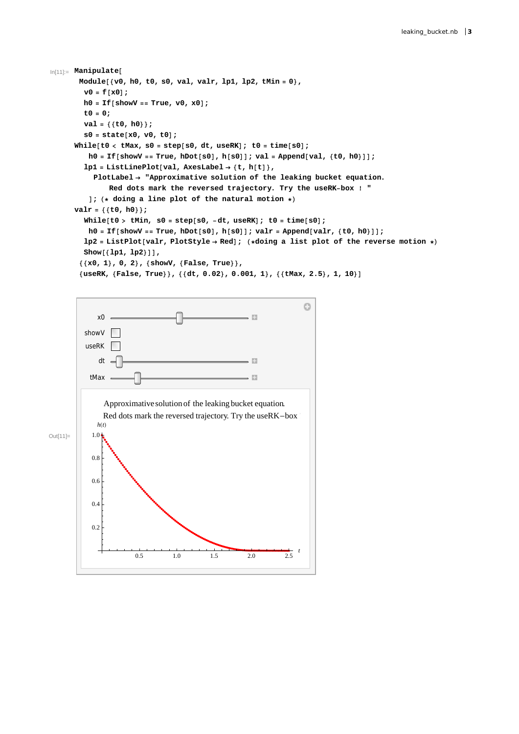In[11]:=

```
Manipulate[
 Module[{v0, h0, t0, s0, val, valr, lp1, lp2, tMin = 0},
  v0 = f[x0];
  h0 = If[showV == True, v0, x0];
  t0 = 0;
  val = {{t0, h0}};
  s0 = state[x0, v0, t0];
While[t0 < tMax, s0 = step[s0, dt, useRK]; t0 = time[s0];
   h0 = If[showV == True, hDot[s0], h[s0]]; val = Append[val, {t0, h0}]];
  lp1 = ListLinePlot[val, AxesLabel → {t, h[t]},
    PlotLabel → "Approximative solution of the leaking bucket equation.
       Red dots mark the reversed trajectory. Try the useRK-box ! "
   ]; (* doing a line plot of the natural motion *)
valr = {{t0, h0}};
  While[t0 > tMin, s0 = step[s0, -dt, useRK]; t0 = time[s0];
   h0 = If[showV == True, hDot[s0], h[s0]]; valr = Append[valr, {t0, h0}]];
  lp2 = ListPlot[valr, PlotStyle → Red]; (*doing a list plot of the reverse motion *)
  Show[{lp1, lp2}]],
 {{x0, 1}, 0, 2}, {showV, {False, True}},
 {useRK, {False, True}}, {{dt, 0.02}, 0.001, 1}, {{tMax, 2.5}, 1, 10}]
```

Out[11]=

x0

showV

useRK

dt

tMax

Approximative solution of the leaking bucket equation.
Red dots mark the reversed trajectory. Try the useRK−box

h(t)

1.0

0.8

0.6

0.4

0.2

0.5 1.0 1.5 2.0 2.5

t